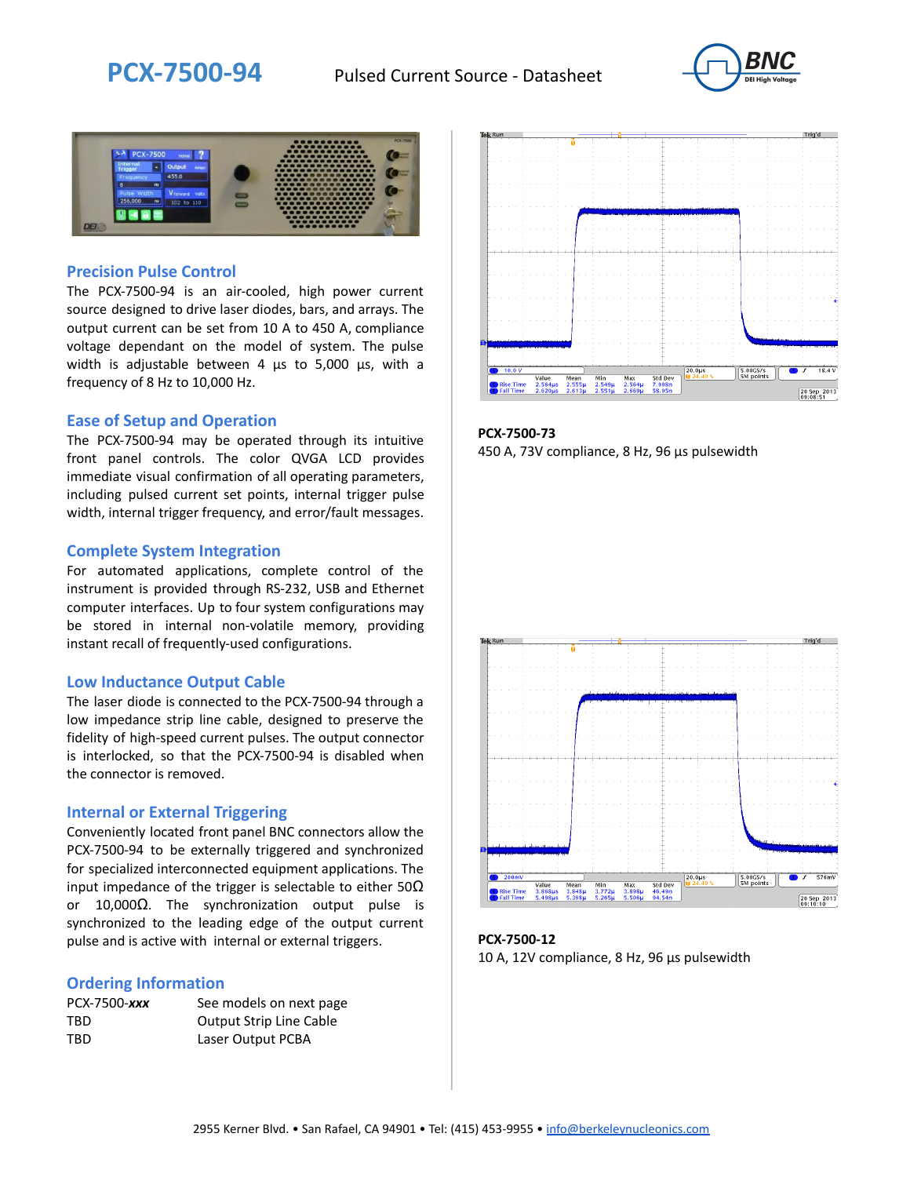# PCX-7500-94

Pulsed Current Source - Datasheet

## Precision Pulse Control

The PCX-7500-94 is an air-cooled, high power current source designed to drive laser diodes, bars, and arrays. The output current can be set from 10 A to 450 A, compliance voltage dependant on the model of system. The pulse width is adjustable between 4 µs to 5,000 µs, with a frequency of 8 Hz to 10,000 Hz.

## Ease of Setup and Operation

The PCX-7500-94 may be operated through its intuitive front panel controls. The color QVGA LCD provides immediate visual confirmation of all operating parameters, including pulsed current set points, internal trigger pulse width, internal trigger frequency, and error/fault messages.

## Complete System Integration

For automated applications, complete control of the instrument is provided through RS-232, USB and Ethernet computer interfaces. Up to four system configurations may be stored in internal non-volatile memory, providing instant recall of frequently-used configurations.

## Low Inductance Output Cable

The laser diode is connected to the PCX-7500-94 through a low impedance strip line cable, designed to preserve the fidelity of high-speed current pulses. The output connector is interlocked, so that the PCX-7500-94 is disabled when the connector is removed.

## Internal or External Triggering

Conveniently located front panel BNC connectors allow the PCX-7500-94 to be externally triggered and synchronized for specialized interconnected equipment applications. The input impedance of the trigger is selectable to either 50Ω or 10,000Ω. The synchronization output pulse is synchronized to the leading edge of the output current pulse and is active with internal or external triggers.

## Ordering Information

| | |
|---|---|
| PCX-7500-***xxx*** | See models on next page |
| TBD | Output Strip Line Cable |
| TBD | Laser Output PCBA |

**PCX-7500-73**
450 A, 73V compliance, 8 Hz, 96 µs pulsewidth

**PCX-7500-12**
10 A, 12V compliance, 8 Hz, 96 µs pulsewidth

2955 Kerner Blvd. • San Rafael, CA 94901 • Tel: (415) 453-9955 • info@berkeleynucleonics.com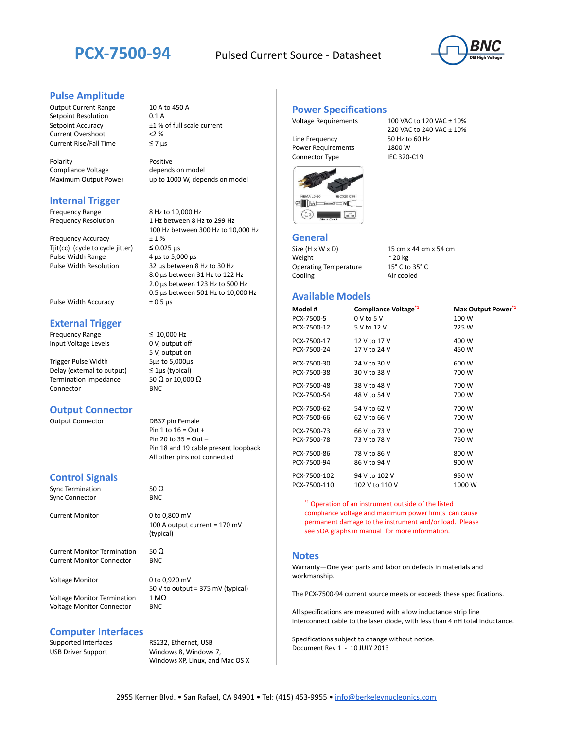# PCX-7500-94

Pulsed Current Source - Datasheet

## Pulse Amplitude

| | |
|---|---|
| Output Current Range | 10 A to 450 A |
| Setpoint Resolution | 0.1 A |
| Setpoint Accuracy | ±1 % of full scale current |
| Current Overshoot | <2 % |
| Current Rise/Fall Time | ≤ 7 µs |
| Polarity | Positive |
| Compliance Voltage | depends on model |
| Maximum Output Power | up to 1000 W, depends on model |

## Internal Trigger

| | |
|---|---|
| Frequency Range | 8 Hz to 10,000 Hz |
| Frequency Resolution | 1 Hz between 8 Hz to 299 Hz<br>100 Hz between 300 Hz to 10,000 Hz |
| Frequency Accuracy | ± 1 % |
| Tjit(cc) (cycle to cycle jitter) | ≤ 0.025 µs |
| Pulse Width Range | 4 µs to 5,000 µs |
| Pulse Width Resolution | 32 µs between 8 Hz to 30 Hz<br>8.0 µs between 31 Hz to 122 Hz<br>2.0 µs between 123 Hz to 500 Hz<br>0.5 µs between 501 Hz to 10,000 Hz |
| Pulse Width Accuracy | ± 0.5 µs |

## External Trigger

| | |
|---|---|
| Frequency Range | ≤ 10,000 Hz |
| Input Voltage Levels | 0 V, output off<br>5 V, output on |
| Trigger Pulse Width | 5µs to 5,000µs |
| Delay (external to output) | ≤ 1µs (typical) |
| Termination Impedance | 50 Ω or 10,000 Ω |
| Connector | BNC |

## Output Connector

| | |
|---|---|
| Output Connector | DB37 pin Female<br>Pin 1 to 16 = Out +<br>Pin 20 to 35 = Out –<br>Pin 18 and 19 cable present loopback<br>All other pins not connected |

## Control Signals

| | |
|---|---|
| Sync Termination | 50 Ω |
| Sync Connector | BNC |
| Current Monitor | 0 to 0,800 mV<br>100 A output current = 170 mV (typical) |
| Current Monitor Termination | 50 Ω |
| Current Monitor Connector | BNC |
| Voltage Monitor | 0 to 0,920 mV<br>50 V to output = 375 mV (typical) |
| Voltage Monitor Termination | 1 MΩ |
| Voltage Monitor Connector | BNC |

## Computer Interfaces

| | |
|---|---|
| Supported Interfaces | RS232, Ethernet, USB |
| USB Driver Support | Windows 8, Windows 7, Windows XP, Linux, and Mac OS X |

## Power Specifications

| | |
|---|---|
| Voltage Requirements | 100 VAC to 120 VAC ± 10%<br>220 VAC to 240 VAC ± 10% |
| Line Frequency | 50 Hz to 60 Hz |
| Power Requirements | 1800 W |
| Connector Type | IEC 320-C19 |

NEMA L5-20
IEC320 C19
Black Cord

## General

| | |
|---|---|
| Size (H x W x D) | 15 cm x 44 cm x 54 cm |
| Weight | ~ 20 kg |
| Operating Temperature | 15° C to 35° C |
| Cooling | Air cooled |

## Available Models

| Model # | Compliance Voltage[*1] | Max Output Power[*1] |
|---|---|---|
| PCX-7500-5 | 0 V to 5 V | 100 W |
| PCX-7500-12 | 5 V to 12 V | 225 W |
| PCX-7500-17 | 12 V to 17 V | 400 W |
| PCX-7500-24 | 17 V to 24 V | 450 W |
| PCX-7500-30 | 24 V to 30 V | 600 W |
| PCX-7500-38 | 30 V to 38 V | 700 W |
| PCX-7500-48 | 38 V to 48 V | 700 W |
| PCX-7500-54 | 48 V to 54 V | 700 W |
| PCX-7500-62 | 54 V to 62 V | 700 W |
| PCX-7500-66 | 62 V to 66 V | 700 W |
| PCX-7500-73 | 66 V to 73 V | 700 W |
| PCX-7500-78 | 73 V to 78 V | 750 W |
| PCX-7500-86 | 78 V to 86 V | 800 W |
| PCX-7500-94 | 86 V to 94 V | 900 W |
| PCX-7500-102 | 94 V to 102 V | 950 W |
| PCX-7500-110 | 102 V to 110 V | 1000 W |

[*1] Operation of an instrument outside of the listed compliance voltage and maximum power limits can cause permanent damage to the instrument and/or load. Please see SOA graphs in manual for more information.

## Notes

Warranty—One year parts and labor on defects in materials and workmanship.

The PCX-7500-94 current source meets or exceeds these specifications.

All specifications are measured with a low inductance strip line interconnect cable to the laser diode, with less than 4 nH total inductance.

Specifications subject to change without notice.
Document Rev 1 - 10 JULY 2013

2955 Kerner Blvd. • San Rafael, CA 94901 • Tel: (415) 453-9955 • info@berkeleynucleonics.com